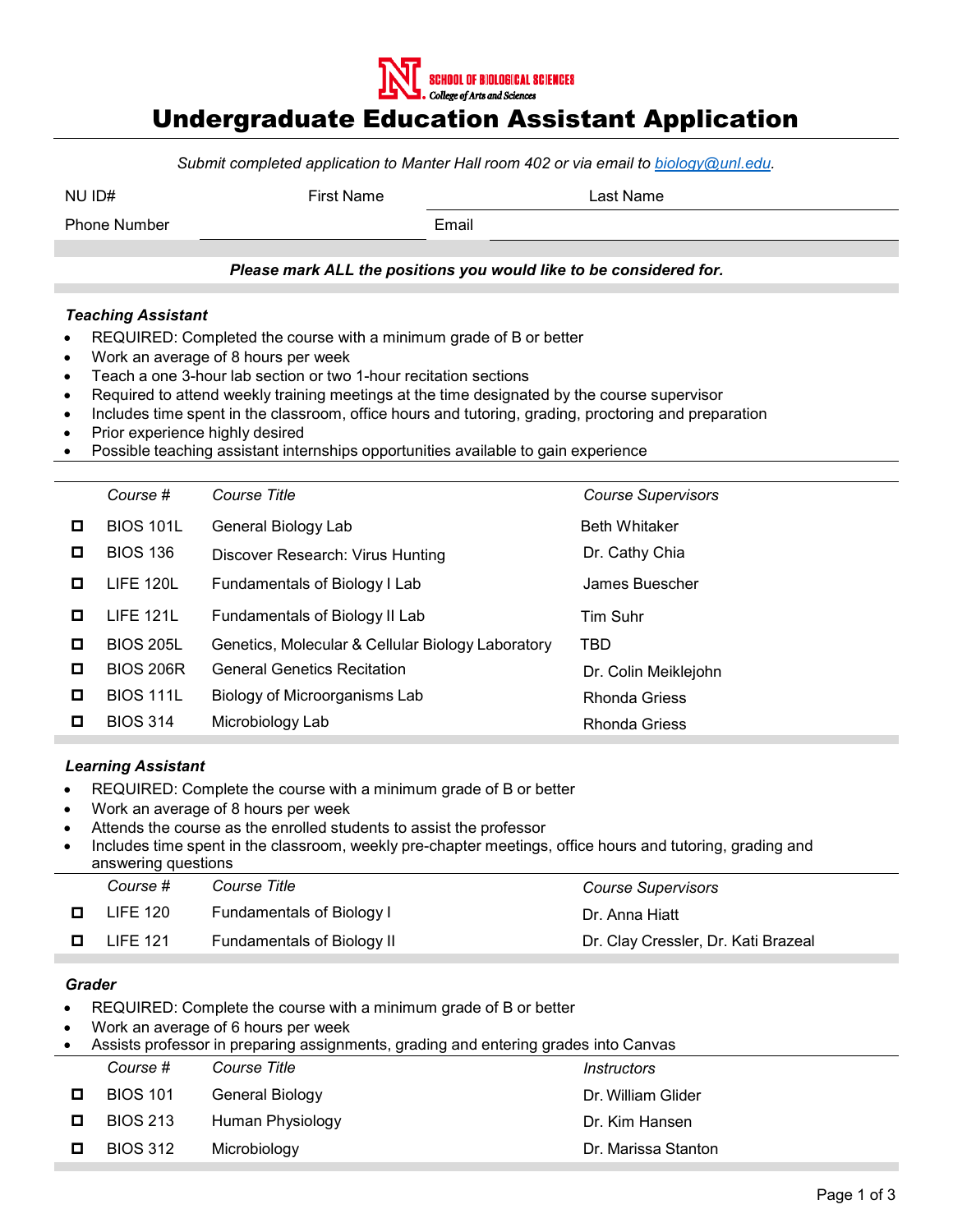SCHOOL OF BIOLOGICAL SCIENCES
College of Arts and Sciences

# Undergraduate Education Assistant Application

*Submit completed application to Manter Hall room 402 or via email to biology@unl.edu.*

| NU ID# | First Name | Last Name |
|---|---|---|
| Phone Number | | Email |

***Please mark ALL the positions you would like to be considered for.***

### *Teaching Assistant*

- REQUIRED: Completed the course with a minimum grade of B or better
- Work an average of 8 hours per week
- Teach a one 3-hour lab section or two 1-hour recitation sections
- Required to attend weekly training meetings at the time designated by the course supervisor
- Includes time spent in the classroom, office hours and tutoring, grading, proctoring and preparation
- Prior experience highly desired
- Possible teaching assistant internships opportunities available to gain experience

| | *Course #* | *Course Title* | *Course Supervisors* |
|---|---|---|---|
| ☐ | BIOS 101L | General Biology Lab | Beth Whitaker |
| ☐ | BIOS 136 | Discover Research: Virus Hunting | Dr. Cathy Chia |
| ☐ | LIFE 120L | Fundamentals of Biology I Lab | James Buescher |
| ☐ | LIFE 121L | Fundamentals of Biology II Lab | Tim Suhr |
| ☐ | BIOS 205L | Genetics, Molecular & Cellular Biology Laboratory | TBD |
| ☐ | BIOS 206R | General Genetics Recitation | Dr. Colin Meiklejohn |
| ☐ | BIOS 111L | Biology of Microorganisms Lab | Rhonda Griess |
| ☐ | BIOS 314 | Microbiology Lab | Rhonda Griess |

### *Learning Assistant*

- REQUIRED: Complete the course with a minimum grade of B or better
- Work an average of 8 hours per week
- Attends the course as the enrolled students to assist the professor
- Includes time spent in the classroom, weekly pre-chapter meetings, office hours and tutoring, grading and answering questions

| | *Course #* | *Course Title* | *Course Supervisors* |
|---|---|---|---|
| ☐ | LIFE 120 | Fundamentals of Biology I | Dr. Anna Hiatt |
| ☐ | LIFE 121 | Fundamentals of Biology II | Dr. Clay Cressler, Dr. Kati Brazeal |

### *Grader*

- REQUIRED: Complete the course with a minimum grade of B or better
- Work an average of 6 hours per week
- Assists professor in preparing assignments, grading and entering grades into Canvas

| | *Course #* | *Course Title* | *Instructors* |
|---|---|---|---|
| ☐ | BIOS 101 | General Biology | Dr. William Glider |
| ☐ | BIOS 213 | Human Physiology | Dr. Kim Hansen |
| ☐ | BIOS 312 | Microbiology | Dr. Marissa Stanton |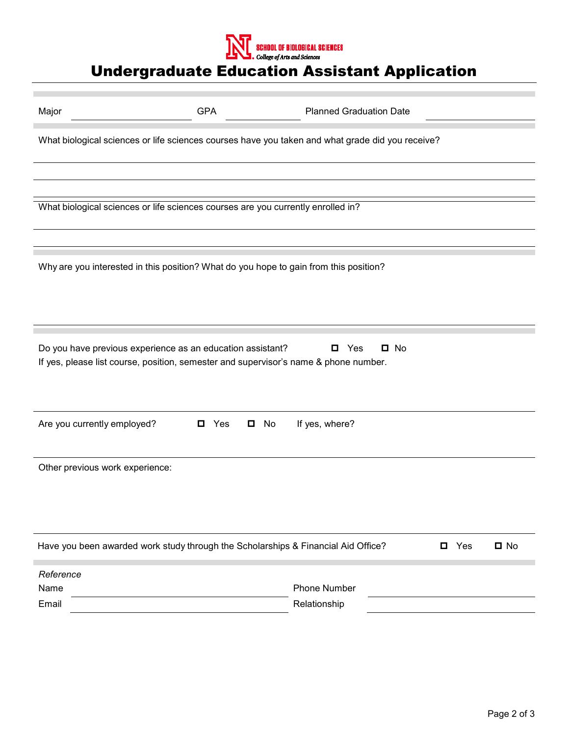SCHOOL OF BIOLOGICAL SCIENCES
*College of Arts and Sciences*

# Undergraduate Education Assistant Application

Major ____________________ GPA __________ Planned Graduation Date ____________________

What biological sciences or life sciences courses have you taken and what grade did you receive?

What biological sciences or life sciences courses are you currently enrolled in?

Why are you interested in this position? What do you hope to gain from this position?

Do you have previous experience as an education assistant? ☐ Yes ☐ No

If yes, please list course, position, semester and supervisor's name & phone number.

Are you currently employed? ☐ Yes ☐ No If yes, where?

Other previous work experience:

Have you been awarded work study through the Scholarships & Financial Aid Office? ☐ Yes ☐ No

*Reference*

Name ____________________ Phone Number ____________________

Email ____________________ Relationship ____________________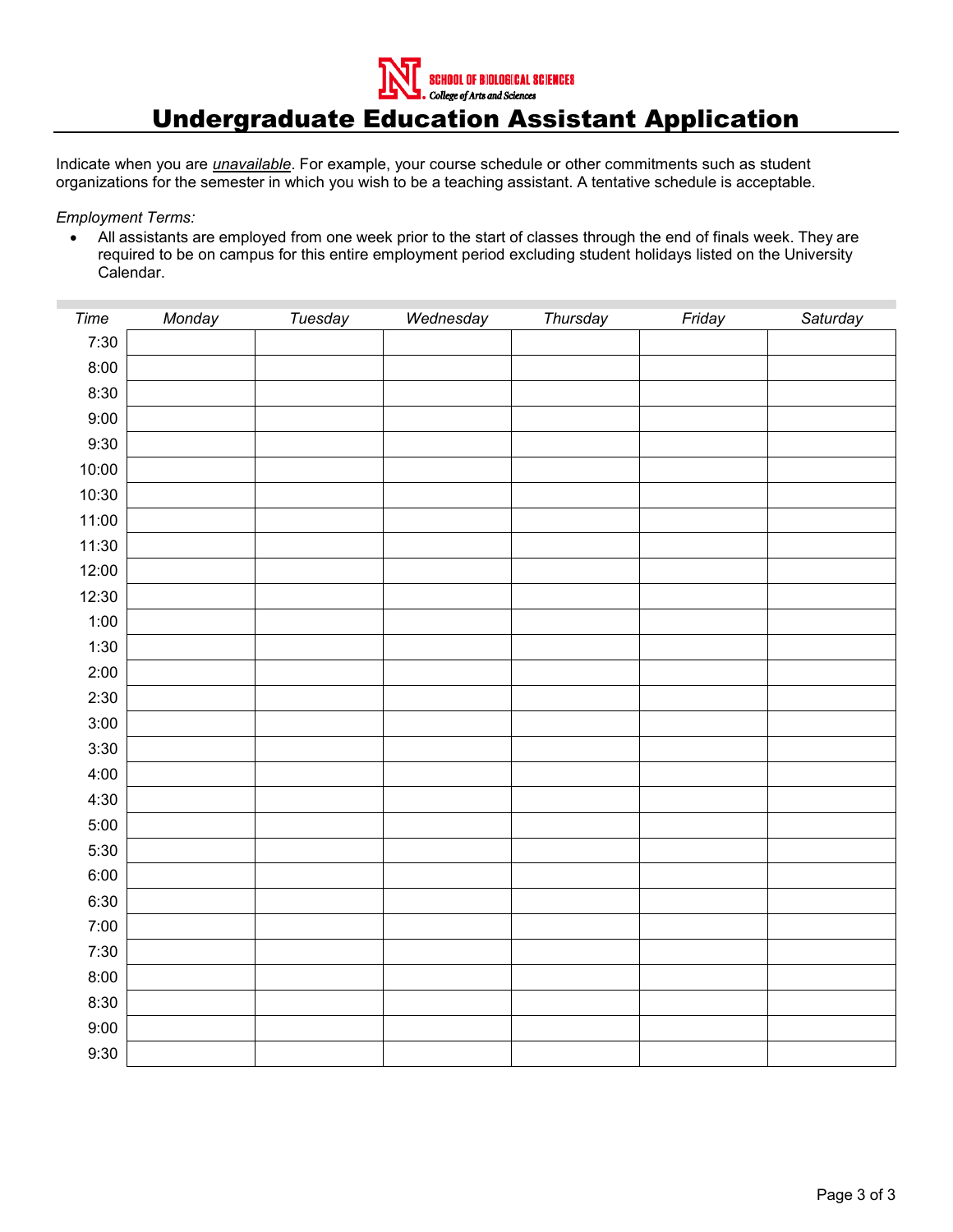SCHOOL OF BIOLOGICAL SCIENCES
College of Arts and Sciences

# Undergraduate Education Assistant Application

Indicate when you are *unavailable*. For example, your course schedule or other commitments such as student organizations for the semester in which you wish to be a teaching assistant. A tentative schedule is acceptable.

*Employment Terms:*

- All assistants are employed from one week prior to the start of classes through the end of finals week. They are required to be on campus for this entire employment period excluding student holidays listed on the University Calendar.

| *Time* | *Monday* | *Tuesday* | *Wednesday* | *Thursday* | *Friday* | *Saturday* |
|---|---|---|---|---|---|---|
| 7:30 | | | | | | |
| 8:00 | | | | | | |
| 8:30 | | | | | | |
| 9:00 | | | | | | |
| 9:30 | | | | | | |
| 10:00 | | | | | | |
| 10:30 | | | | | | |
| 11:00 | | | | | | |
| 11:30 | | | | | | |
| 12:00 | | | | | | |
| 12:30 | | | | | | |
| 1:00 | | | | | | |
| 1:30 | | | | | | |
| 2:00 | | | | | | |
| 2:30 | | | | | | |
| 3:00 | | | | | | |
| 3:30 | | | | | | |
| 4:00 | | | | | | |
| 4:30 | | | | | | |
| 5:00 | | | | | | |
| 5:30 | | | | | | |
| 6:00 | | | | | | |
| 6:30 | | | | | | |
| 7:00 | | | | | | |
| 7:30 | | | | | | |
| 8:00 | | | | | | |
| 8:30 | | | | | | |
| 9:00 | | | | | | |
| 9:30 | | | | | | |